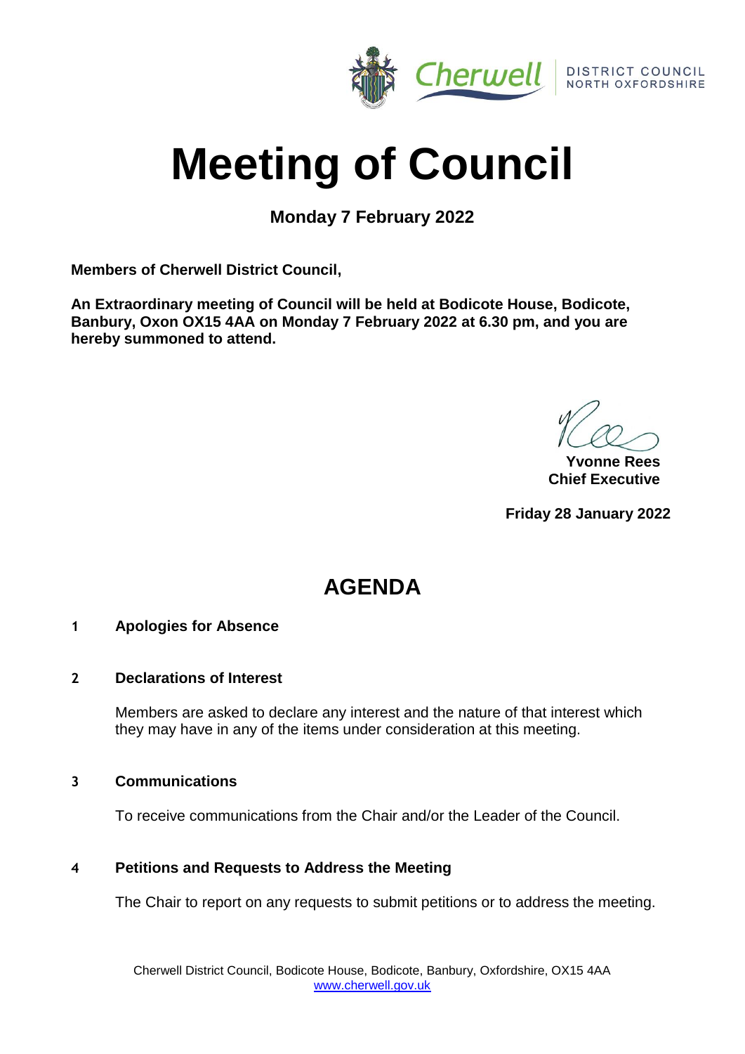Cherwell DISTRICT COUNCIL NORTH OXFORDSHIRE

# Meeting of Council

**Monday 7 February 2022**

**Members of Cherwell District Council,**

**An Extraordinary meeting of Council will be held at Bodicote House, Bodicote, Banbury, Oxon OX15 4AA on Monday 7 February 2022 at 6.30 pm, and you are hereby summoned to attend.**

**Yvonne Rees**
**Chief Executive**

**Friday 28 January 2022**

## AGENDA

### 1 Apologies for Absence

### 2 Declarations of Interest

Members are asked to declare any interest and the nature of that interest which they may have in any of the items under consideration at this meeting.

### 3 Communications

To receive communications from the Chair and/or the Leader of the Council.

### 4 Petitions and Requests to Address the Meeting

The Chair to report on any requests to submit petitions or to address the meeting.

Cherwell District Council, Bodicote House, Bodicote, Banbury, Oxfordshire, OX15 4AA
www.cherwell.gov.uk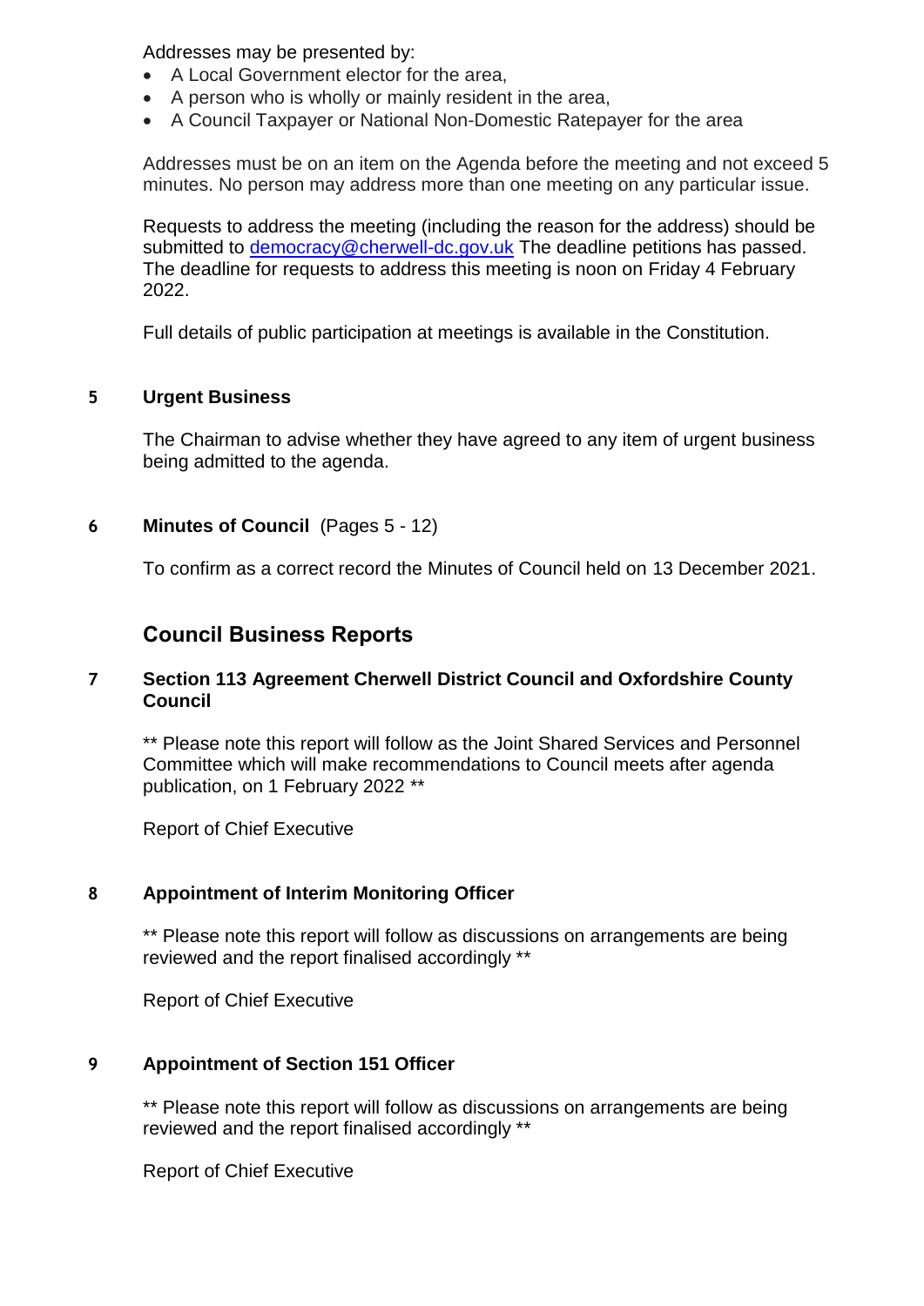Addresses may be presented by:

- A Local Government elector for the area,
- A person who is wholly or mainly resident in the area,
- A Council Taxpayer or National Non-Domestic Ratepayer for the area

Addresses must be on an item on the Agenda before the meeting and not exceed 5 minutes. No person may address more than one meeting on any particular issue.

Requests to address the meeting (including the reason for the address) should be submitted to democracy@cherwell-dc.gov.uk The deadline petitions has passed. The deadline for requests to address this meeting is noon on Friday 4 February 2022.

Full details of public participation at meetings is available in the Constitution.

**5 Urgent Business**

The Chairman to advise whether they have agreed to any item of urgent business being admitted to the agenda.

**6 Minutes of Council** (Pages 5 - 12)

To confirm as a correct record the Minutes of Council held on 13 December 2021.

## Council Business Reports

**7 Section 113 Agreement Cherwell District Council and Oxfordshire County Council**

** Please note this report will follow as the Joint Shared Services and Personnel Committee which will make recommendations to Council meets after agenda publication, on 1 February 2022 **

Report of Chief Executive

**8 Appointment of Interim Monitoring Officer**

** Please note this report will follow as discussions on arrangements are being reviewed and the report finalised accordingly **

Report of Chief Executive

**9 Appointment of Section 151 Officer**

** Please note this report will follow as discussions on arrangements are being reviewed and the report finalised accordingly **

Report of Chief Executive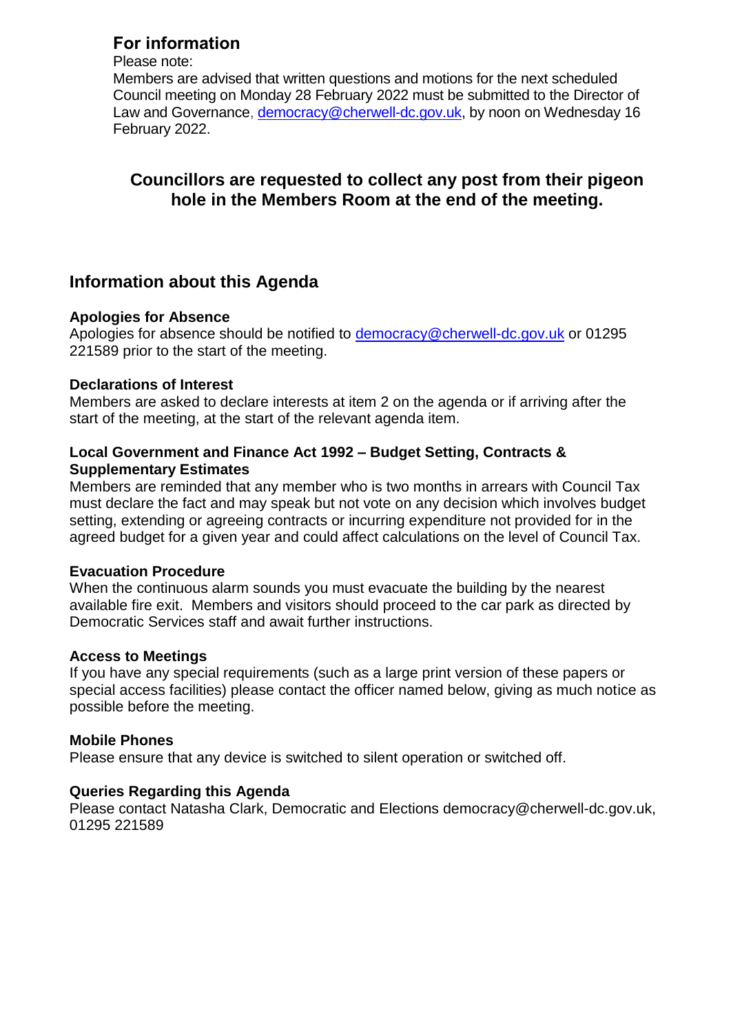## For information

Please note:

Members are advised that written questions and motions for the next scheduled Council meeting on Monday 28 February 2022 must be submitted to the Director of Law and Governance, democracy@cherwell-dc.gov.uk, by noon on Wednesday 16 February 2022.

### Councillors are requested to collect any post from their pigeon hole in the Members Room at the end of the meeting.

## Information about this Agenda

**Apologies for Absence**

Apologies for absence should be notified to democracy@cherwell-dc.gov.uk or 01295 221589 prior to the start of the meeting.

**Declarations of Interest**

Members are asked to declare interests at item 2 on the agenda or if arriving after the start of the meeting, at the start of the relevant agenda item.

**Local Government and Finance Act 1992 – Budget Setting, Contracts & Supplementary Estimates**

Members are reminded that any member who is two months in arrears with Council Tax must declare the fact and may speak but not vote on any decision which involves budget setting, extending or agreeing contracts or incurring expenditure not provided for in the agreed budget for a given year and could affect calculations on the level of Council Tax.

**Evacuation Procedure**

When the continuous alarm sounds you must evacuate the building by the nearest available fire exit. Members and visitors should proceed to the car park as directed by Democratic Services staff and await further instructions.

**Access to Meetings**

If you have any special requirements (such as a large print version of these papers or special access facilities) please contact the officer named below, giving as much notice as possible before the meeting.

**Mobile Phones**

Please ensure that any device is switched to silent operation or switched off.

**Queries Regarding this Agenda**

Please contact Natasha Clark, Democratic and Elections democracy@cherwell-dc.gov.uk, 01295 221589